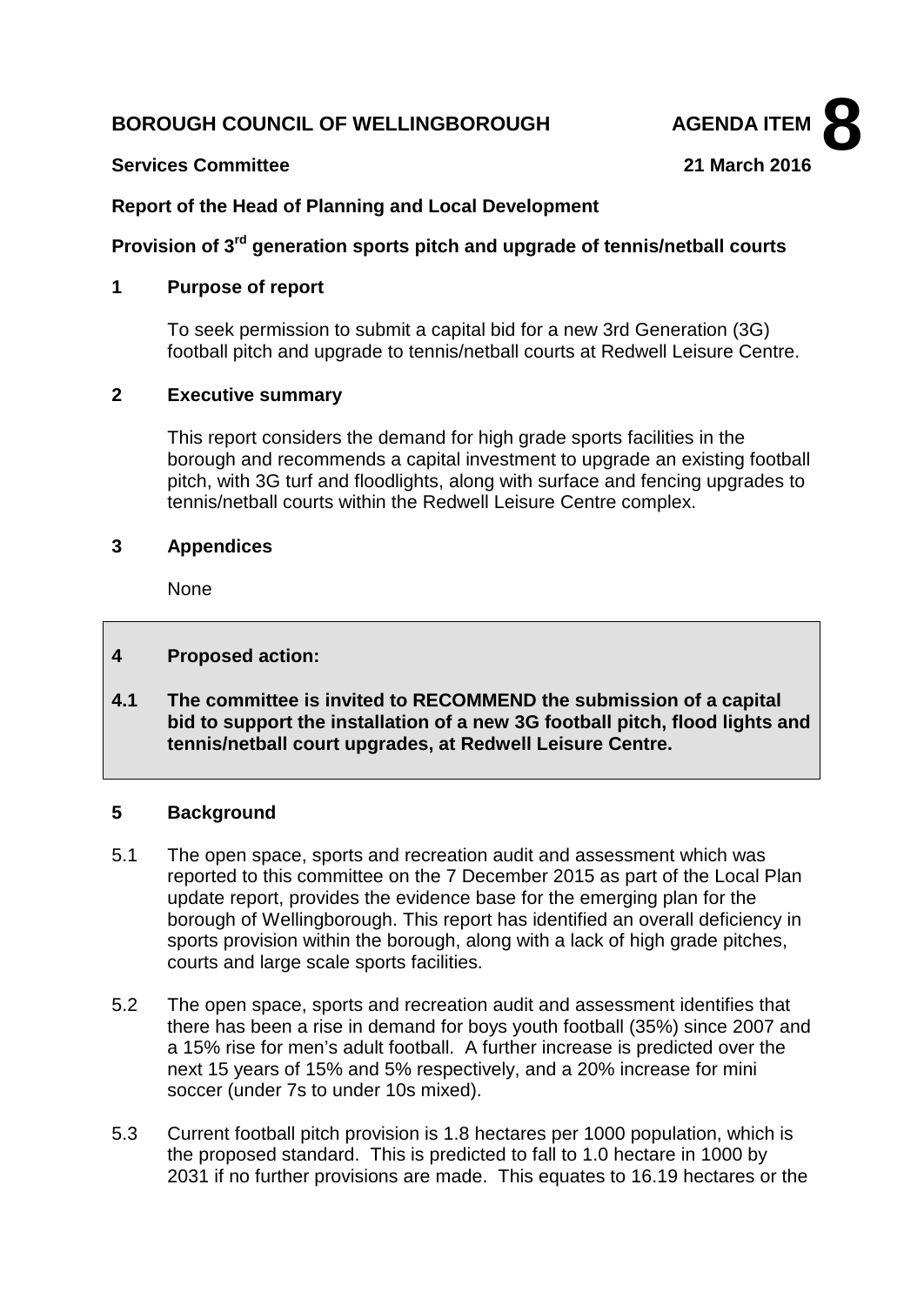**BOROUGH COUNCIL OF WELLINGBOROUGH** **AGENDA ITEM 8**

**Services Committee** **21 March 2016**

**Report of the Head of Planning and Local Development**

**Provision of 3rd generation sports pitch and upgrade of tennis/netball courts**

## 1 Purpose of report

To seek permission to submit a capital bid for a new 3rd Generation (3G) football pitch and upgrade to tennis/netball courts at Redwell Leisure Centre.

## 2 Executive summary

This report considers the demand for high grade sports facilities in the borough and recommends a capital investment to upgrade an existing football pitch, with 3G turf and floodlights, along with surface and fencing upgrades to tennis/netball courts within the Redwell Leisure Centre complex.

## 3 Appendices

None

## 4 Proposed action:

**4.1 The committee is invited to RECOMMEND the submission of a capital bid to support the installation of a new 3G football pitch, flood lights and tennis/netball court upgrades, at Redwell Leisure Centre.**

## 5 Background

5.1 The open space, sports and recreation audit and assessment which was reported to this committee on the 7 December 2015 as part of the Local Plan update report, provides the evidence base for the emerging plan for the borough of Wellingborough. This report has identified an overall deficiency in sports provision within the borough, along with a lack of high grade pitches, courts and large scale sports facilities.

5.2 The open space, sports and recreation audit and assessment identifies that there has been a rise in demand for boys youth football (35%) since 2007 and a 15% rise for men's adult football. A further increase is predicted over the next 15 years of 15% and 5% respectively, and a 20% increase for mini soccer (under 7s to under 10s mixed).

5.3 Current football pitch provision is 1.8 hectares per 1000 population, which is the proposed standard. This is predicted to fall to 1.0 hectare in 1000 by 2031 if no further provisions are made. This equates to 16.19 hectares or the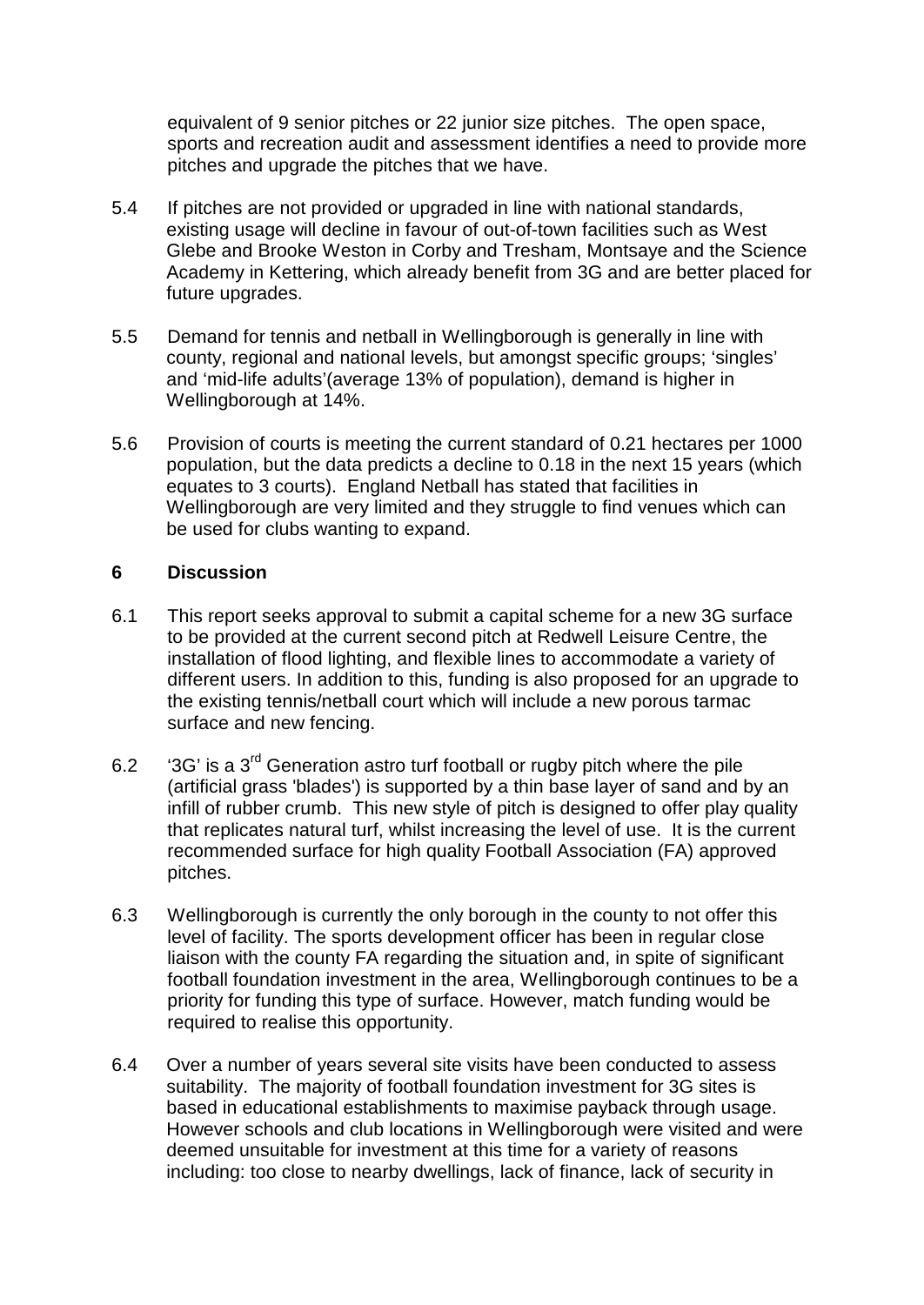equivalent of 9 senior pitches or 22 junior size pitches. The open space, sports and recreation audit and assessment identifies a need to provide more pitches and upgrade the pitches that we have.

5.4 If pitches are not provided or upgraded in line with national standards, existing usage will decline in favour of out-of-town facilities such as West Glebe and Brooke Weston in Corby and Tresham, Montsaye and the Science Academy in Kettering, which already benefit from 3G and are better placed for future upgrades.

5.5 Demand for tennis and netball in Wellingborough is generally in line with county, regional and national levels, but amongst specific groups; 'singles' and 'mid-life adults'(average 13% of population), demand is higher in Wellingborough at 14%.

5.6 Provision of courts is meeting the current standard of 0.21 hectares per 1000 population, but the data predicts a decline to 0.18 in the next 15 years (which equates to 3 courts). England Netball has stated that facilities in Wellingborough are very limited and they struggle to find venues which can be used for clubs wanting to expand.

## 6 Discussion

6.1 This report seeks approval to submit a capital scheme for a new 3G surface to be provided at the current second pitch at Redwell Leisure Centre, the installation of flood lighting, and flexible lines to accommodate a variety of different users. In addition to this, funding is also proposed for an upgrade to the existing tennis/netball court which will include a new porous tarmac surface and new fencing.

6.2 '3G' is a 3rd Generation astro turf football or rugby pitch where the pile (artificial grass 'blades') is supported by a thin base layer of sand and by an infill of rubber crumb. This new style of pitch is designed to offer play quality that replicates natural turf, whilst increasing the level of use. It is the current recommended surface for high quality Football Association (FA) approved pitches.

6.3 Wellingborough is currently the only borough in the county to not offer this level of facility. The sports development officer has been in regular close liaison with the county FA regarding the situation and, in spite of significant football foundation investment in the area, Wellingborough continues to be a priority for funding this type of surface. However, match funding would be required to realise this opportunity.

6.4 Over a number of years several site visits have been conducted to assess suitability. The majority of football foundation investment for 3G sites is based in educational establishments to maximise payback through usage. However schools and club locations in Wellingborough were visited and were deemed unsuitable for investment at this time for a variety of reasons including: too close to nearby dwellings, lack of finance, lack of security in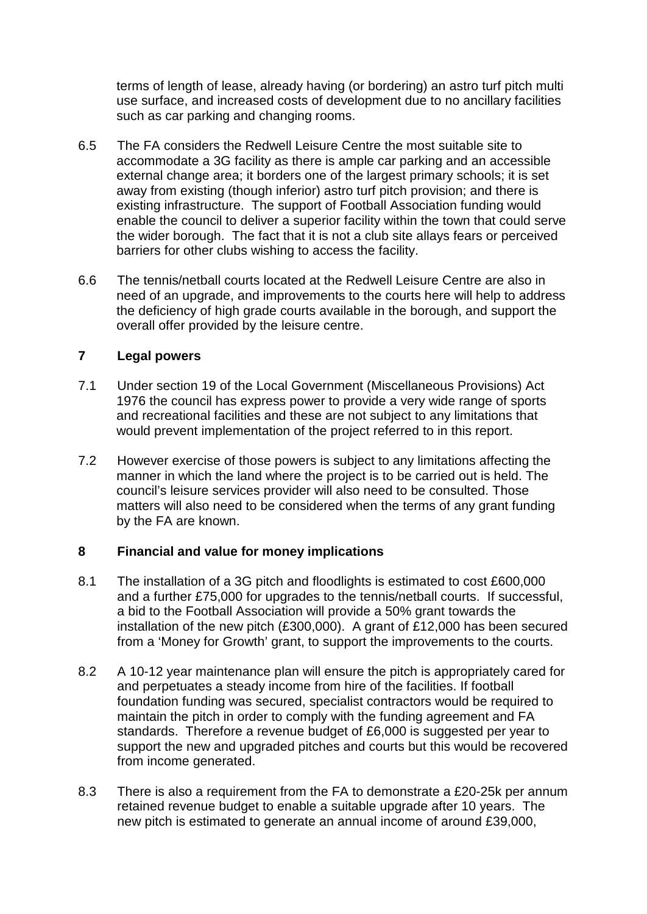terms of length of lease, already having (or bordering) an astro turf pitch multi use surface, and increased costs of development due to no ancillary facilities such as car parking and changing rooms.

6.5 The FA considers the Redwell Leisure Centre the most suitable site to accommodate a 3G facility as there is ample car parking and an accessible external change area; it borders one of the largest primary schools; it is set away from existing (though inferior) astro turf pitch provision; and there is existing infrastructure. The support of Football Association funding would enable the council to deliver a superior facility within the town that could serve the wider borough. The fact that it is not a club site allays fears or perceived barriers for other clubs wishing to access the facility.

6.6 The tennis/netball courts located at the Redwell Leisure Centre are also in need of an upgrade, and improvements to the courts here will help to address the deficiency of high grade courts available in the borough, and support the overall offer provided by the leisure centre.

## 7 Legal powers

7.1 Under section 19 of the Local Government (Miscellaneous Provisions) Act 1976 the council has express power to provide a very wide range of sports and recreational facilities and these are not subject to any limitations that would prevent implementation of the project referred to in this report.

7.2 However exercise of those powers is subject to any limitations affecting the manner in which the land where the project is to be carried out is held. The council's leisure services provider will also need to be consulted. Those matters will also need to be considered when the terms of any grant funding by the FA are known.

## 8 Financial and value for money implications

8.1 The installation of a 3G pitch and floodlights is estimated to cost £600,000 and a further £75,000 for upgrades to the tennis/netball courts. If successful, a bid to the Football Association will provide a 50% grant towards the installation of the new pitch (£300,000). A grant of £12,000 has been secured from a 'Money for Growth' grant, to support the improvements to the courts.

8.2 A 10-12 year maintenance plan will ensure the pitch is appropriately cared for and perpetuates a steady income from hire of the facilities. If football foundation funding was secured, specialist contractors would be required to maintain the pitch in order to comply with the funding agreement and FA standards. Therefore a revenue budget of £6,000 is suggested per year to support the new and upgraded pitches and courts but this would be recovered from income generated.

8.3 There is also a requirement from the FA to demonstrate a £20-25k per annum retained revenue budget to enable a suitable upgrade after 10 years. The new pitch is estimated to generate an annual income of around £39,000,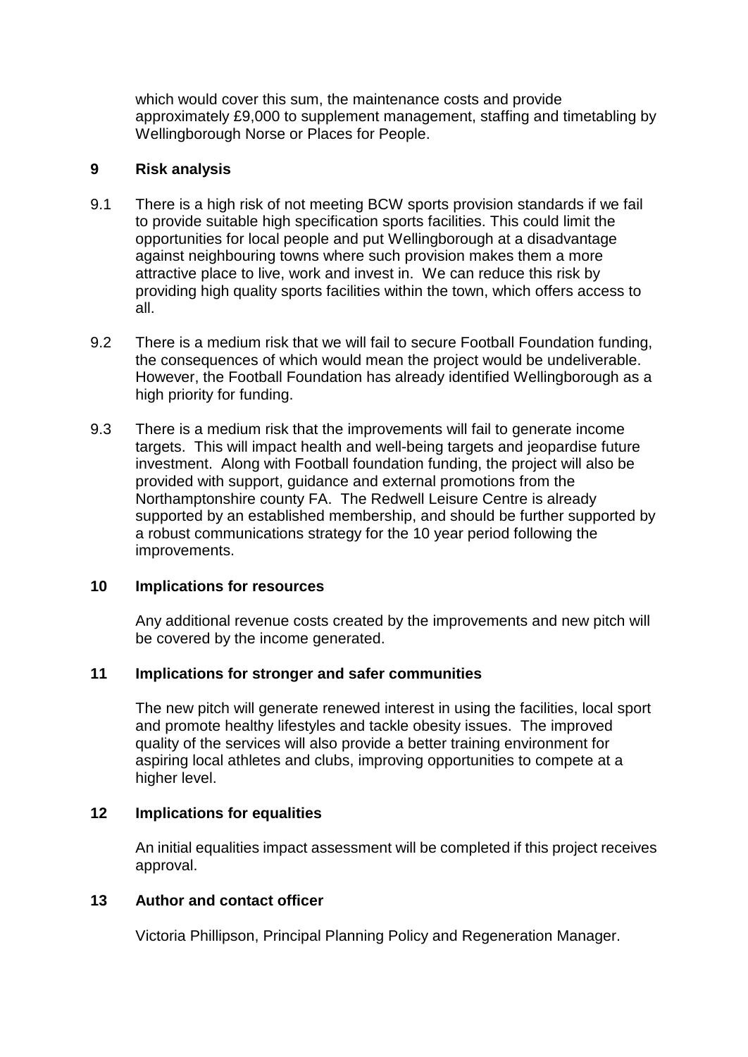which would cover this sum, the maintenance costs and provide approximately £9,000 to supplement management, staffing and timetabling by Wellingborough Norse or Places for People.

## 9 Risk analysis

9.1 There is a high risk of not meeting BCW sports provision standards if we fail to provide suitable high specification sports facilities. This could limit the opportunities for local people and put Wellingborough at a disadvantage against neighbouring towns where such provision makes them a more attractive place to live, work and invest in. We can reduce this risk by providing high quality sports facilities within the town, which offers access to all.

9.2 There is a medium risk that we will fail to secure Football Foundation funding, the consequences of which would mean the project would be undeliverable. However, the Football Foundation has already identified Wellingborough as a high priority for funding.

9.3 There is a medium risk that the improvements will fail to generate income targets. This will impact health and well-being targets and jeopardise future investment. Along with Football foundation funding, the project will also be provided with support, guidance and external promotions from the Northamptonshire county FA. The Redwell Leisure Centre is already supported by an established membership, and should be further supported by a robust communications strategy for the 10 year period following the improvements.

## 10 Implications for resources

Any additional revenue costs created by the improvements and new pitch will be covered by the income generated.

## 11 Implications for stronger and safer communities

The new pitch will generate renewed interest in using the facilities, local sport and promote healthy lifestyles and tackle obesity issues. The improved quality of the services will also provide a better training environment for aspiring local athletes and clubs, improving opportunities to compete at a higher level.

## 12 Implications for equalities

An initial equalities impact assessment will be completed if this project receives approval.

## 13 Author and contact officer

Victoria Phillipson, Principal Planning Policy and Regeneration Manager.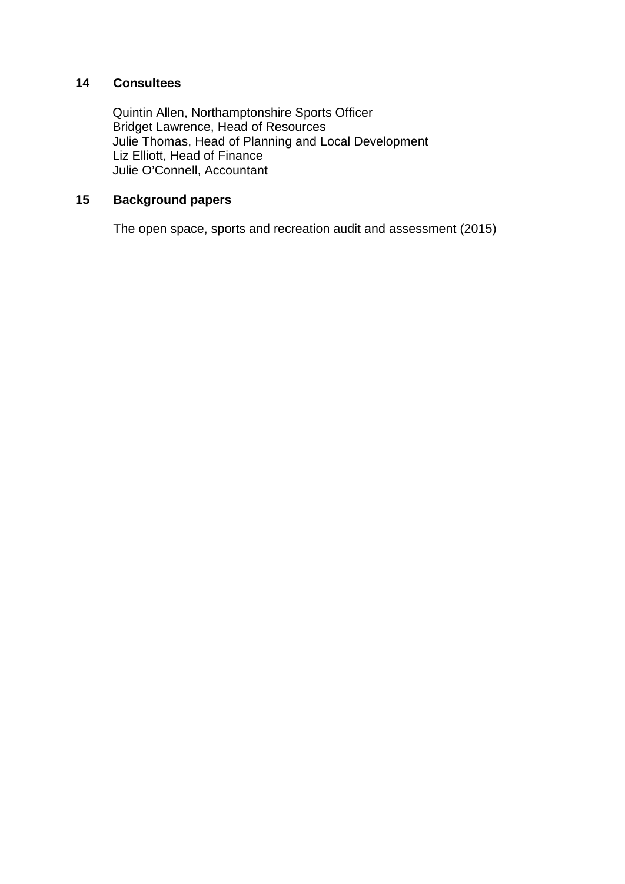## 14 Consultees

Quintin Allen, Northamptonshire Sports Officer
Bridget Lawrence, Head of Resources
Julie Thomas, Head of Planning and Local Development
Liz Elliott, Head of Finance
Julie O'Connell, Accountant

## 15 Background papers

The open space, sports and recreation audit and assessment (2015)